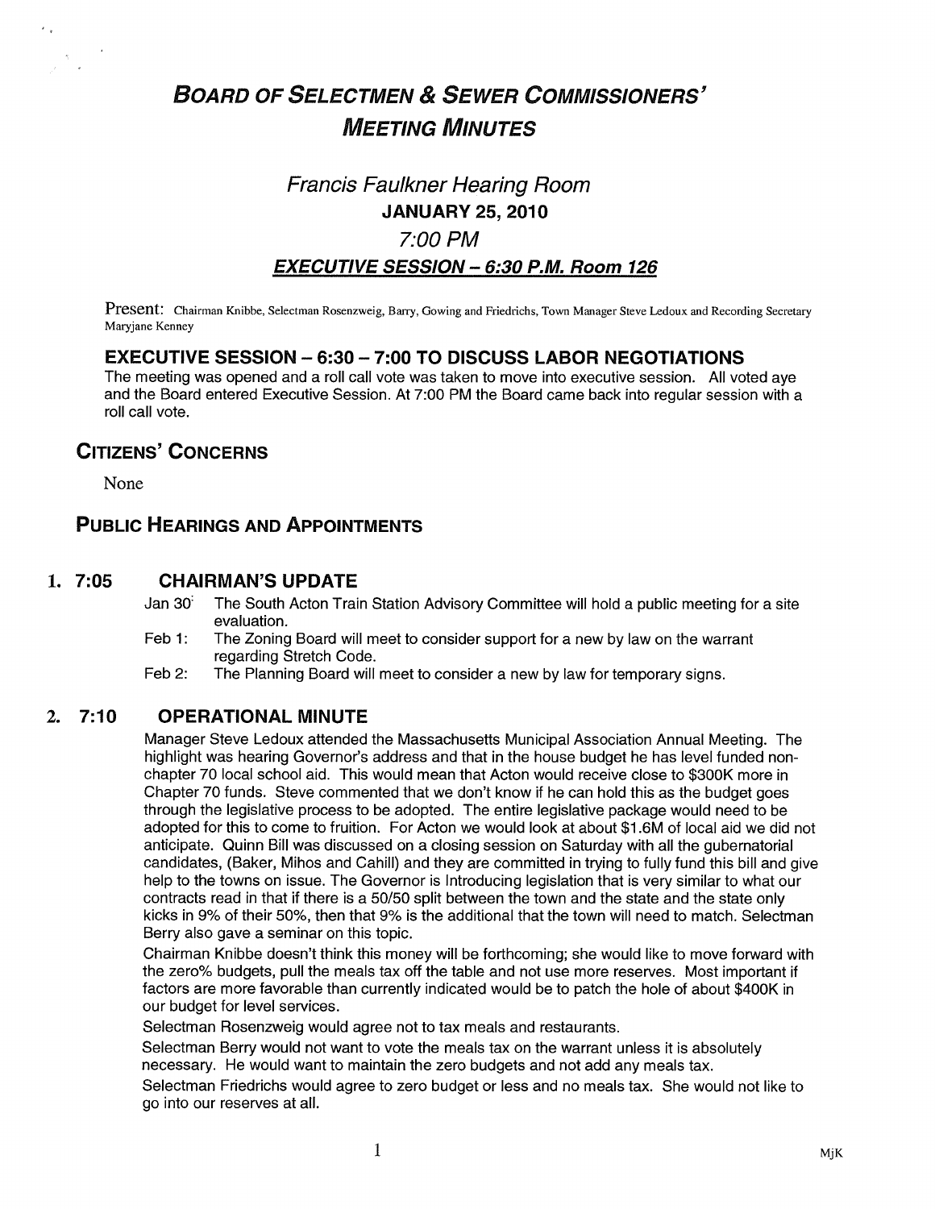# BOARD OF SELECTMEN & SEWER COMMISSIONERS' MEETING MINUTES

## Francis Faulkner Hearing Room

### JANUARY 25, 2010

### 7:00 PM

### EXECUTIVE SESSION – 6:30 P.M. Room 126

Present: Chairman Knibbe, Selectman Rosenzweig, Barry, Gowing and Friedrichs, Town Manager Steve Ledoux and Recording Secretary Maryjane Kenney

## EXECUTIVE SESSION – 6:30 – 7:00 TO DISCUSS LABOR NEGOTIATIONS

The meeting was opened and a roll call vote was taken to move into executive session. All voted aye and the Board entered Executive Session. At 7:00 PM the Board came back into regular session with a roll call vote.

## CITIZENS' CONCERNS

None

## PUBLIC HEARINGS AND APPOINTMENTS

### 1. 7:05 CHAIRMAN'S UPDATE

Jan 30: The South Acton Train Station Advisory Committee will hold a public meeting for a site evaluation.

Feb 1: The Zoning Board will meet to consider support for a new by law on the warrant regarding Stretch Code.

Feb 2: The Planning Board will meet to consider a new by law for temporary signs.

### 2. 7:10 OPERATIONAL MINUTE

Manager Steve Ledoux attended the Massachusetts Municipal Association Annual Meeting. The highlight was hearing Governor's address and that in the house budget he has level funded non-chapter 70 local school aid. This would mean that Acton would receive close to $300K more in Chapter 70 funds. Steve commented that we don't know if he can hold this as the budget goes through the legislative process to be adopted. The entire legislative package would need to be adopted for this to come to fruition. For Acton we would look at about $1.6M of local aid we did not anticipate. Quinn Bill was discussed on a closing session on Saturday with all the gubernatorial candidates, (Baker, Mihos and Cahill) and they are committed in trying to fully fund this bill and give help to the towns on issue. The Governor is Introducing legislation that is very similar to what our contracts read in that if there is a 50/50 split between the town and the state and the state only kicks in 9% of their 50%, then that 9% is the additional that the town will need to match. Selectman Berry also gave a seminar on this topic.

Chairman Knibbe doesn't think this money will be forthcoming; she would like to move forward with the zero% budgets, pull the meals tax off the table and not use more reserves. Most important if factors are more favorable than currently indicated would be to patch the hole of about $400K in our budget for level services.

Selectman Rosenzweig would agree not to tax meals and restaurants.

Selectman Berry would not want to vote the meals tax on the warrant unless it is absolutely necessary. He would want to maintain the zero budgets and not add any meals tax.

Selectman Friedrichs would agree to zero budget or less and no meals tax. She would not like to go into our reserves at all.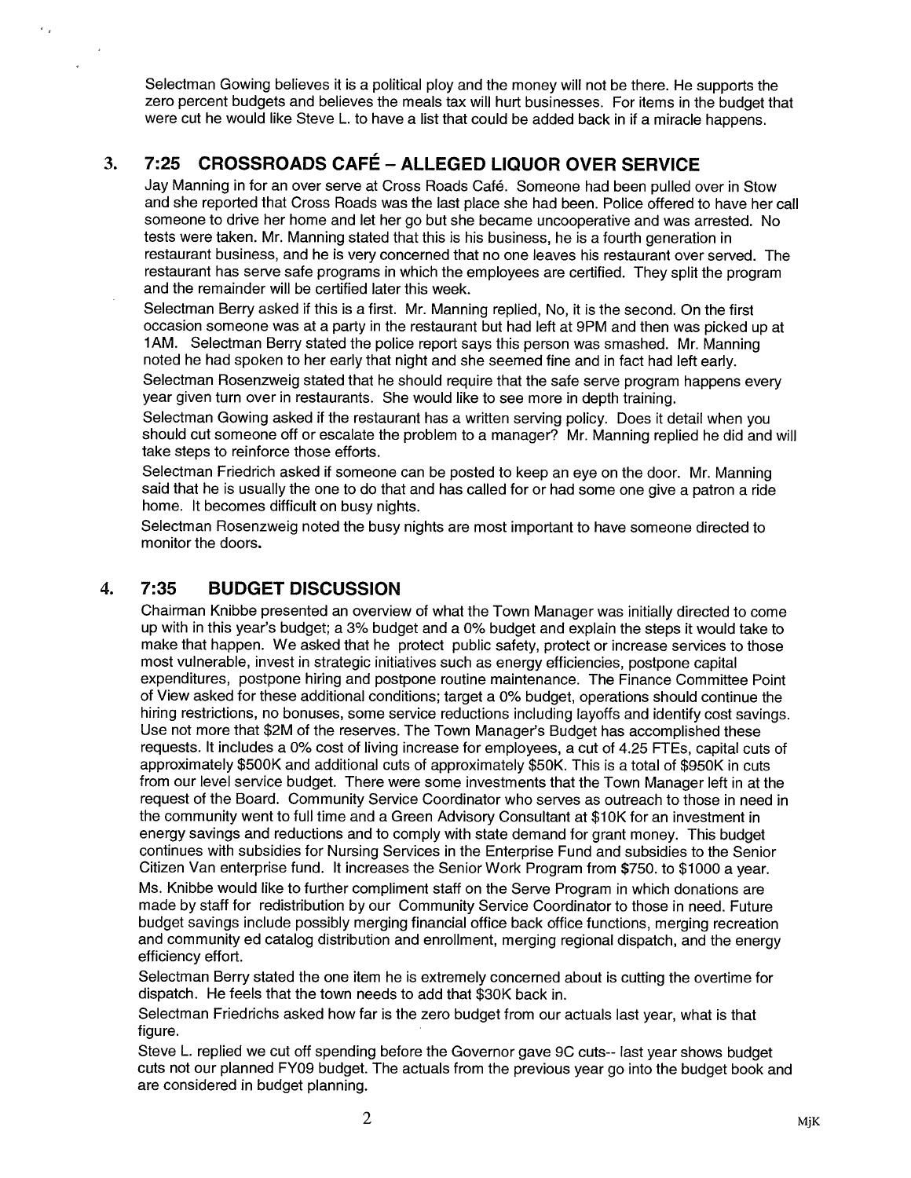Selectman Gowing believes it is a political ploy and the money will not be there. He supports the zero percent budgets and believes the meals tax will hurt businesses. For items in the budget that were cut he would like Steve L. to have a list that could be added back in if a miracle happens.

## 3. 7:25 CROSSROADS CAFÉ – ALLEGED LIQUOR OVER SERVICE

Jay Manning in for an over serve at Cross Roads Café. Someone had been pulled over in Stow and she reported that Cross Roads was the last place she had been. Police offered to have her call someone to drive her home and let her go but she became uncooperative and was arrested. No tests were taken. Mr. Manning stated that this is his business, he is a fourth generation in restaurant business, and he is very concerned that no one leaves his restaurant over served. The restaurant has serve safe programs in which the employees are certified. They split the program and the remainder will be certified later this week.

Selectman Berry asked if this is a first. Mr. Manning replied, No, it is the second. On the first occasion someone was at a party in the restaurant but had left at 9PM and then was picked up at 1AM. Selectman Berry stated the police report says this person was smashed. Mr. Manning noted he had spoken to her early that night and she seemed fine and in fact had left early.

Selectman Rosenzweig stated that he should require that the safe serve program happens every year given turn over in restaurants. She would like to see more in depth training.

Selectman Gowing asked if the restaurant has a written serving policy. Does it detail when you should cut someone off or escalate the problem to a manager? Mr. Manning replied he did and will take steps to reinforce those efforts.

Selectman Friedrich asked if someone can be posted to keep an eye on the door. Mr. Manning said that he is usually the one to do that and has called for or had some one give a patron a ride home. It becomes difficult on busy nights.

Selectman Rosenzweig noted the busy nights are most important to have someone directed to monitor the doors.

## 4. 7:35 BUDGET DISCUSSION

Chairman Knibbe presented an overview of what the Town Manager was initially directed to come up with in this year's budget; a 3% budget and a 0% budget and explain the steps it would take to make that happen. We asked that he protect public safety, protect or increase services to those most vulnerable, invest in strategic initiatives such as energy efficiencies, postpone capital expenditures, postpone hiring and postpone routine maintenance. The Finance Committee Point of View asked for these additional conditions; target a 0% budget, operations should continue the hiring restrictions, no bonuses, some service reductions including layoffs and identify cost savings. Use not more that $2M of the reserves. The Town Manager's Budget has accomplished these requests. It includes a 0% cost of living increase for employees, a cut of 4.25 FTEs, capital cuts of approximately $500K and additional cuts of approximately $50K. This is a total of $950K in cuts from our level service budget. There were some investments that the Town Manager left in at the request of the Board. Community Service Coordinator who serves as outreach to those in need in the community went to full time and a Green Advisory Consultant at $10K for an investment in energy savings and reductions and to comply with state demand for grant money. This budget continues with subsidies for Nursing Services in the Enterprise Fund and subsidies to the Senior Citizen Van enterprise fund. It increases the Senior Work Program from $750. to $1000 a year.

Ms. Knibbe would like to further compliment staff on the Serve Program in which donations are made by staff for redistribution by our Community Service Coordinator to those in need. Future budget savings include possibly merging financial office back office functions, merging recreation and community ed catalog distribution and enrollment, merging regional dispatch, and the energy efficiency effort.

Selectman Berry stated the one item he is extremely concerned about is cutting the overtime for dispatch. He feels that the town needs to add that $30K back in.

Selectman Friedrichs asked how far is the zero budget from our actuals last year, what is that figure.

Steve L. replied we cut off spending before the Governor gave 9C cuts-- last year shows budget cuts not our planned FY09 budget. The actuals from the previous year go into the budget book and are considered in budget planning.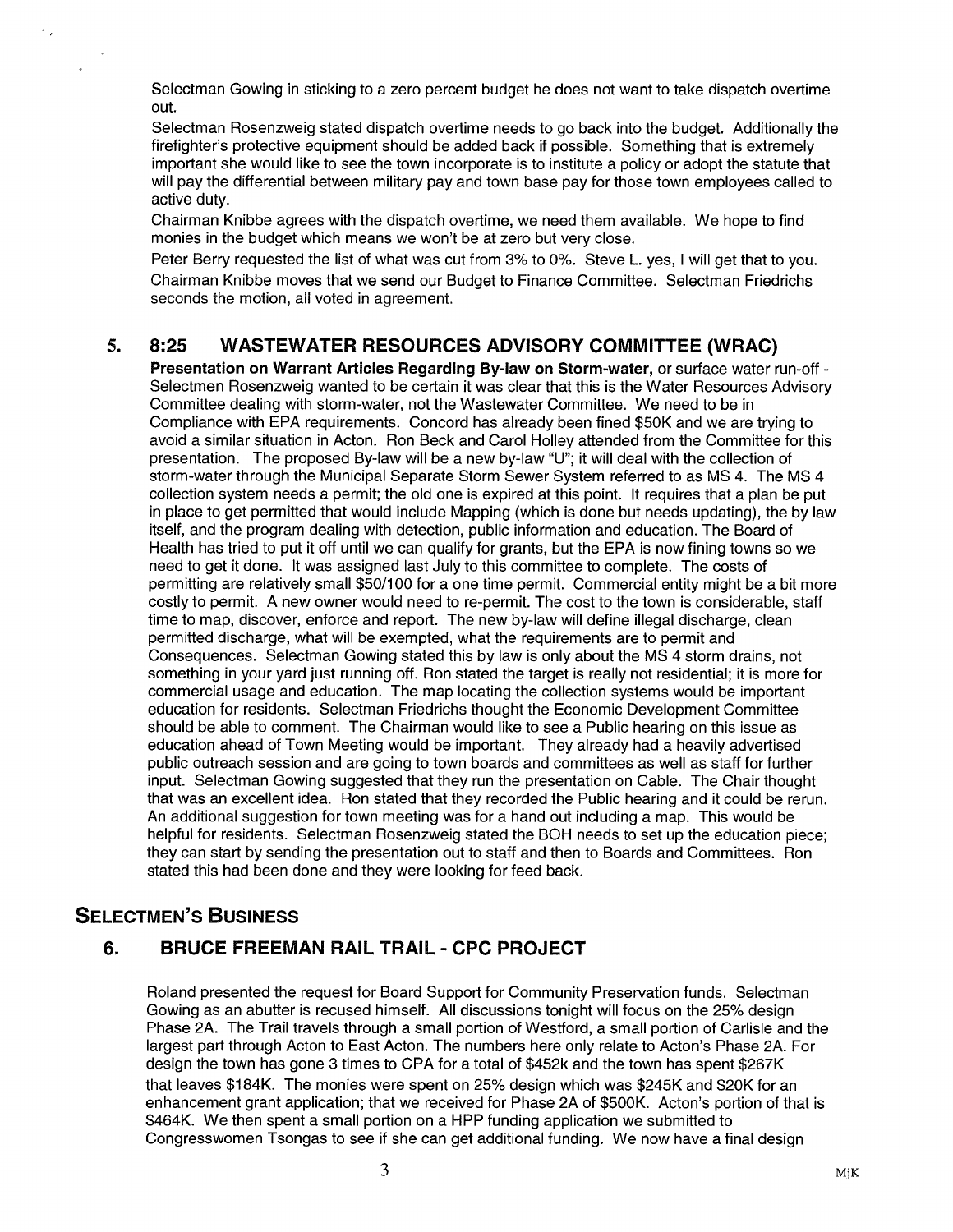Selectman Gowing in sticking to a zero percent budget he does not want to take dispatch overtime out.

Selectman Rosenzweig stated dispatch overtime needs to go back into the budget. Additionally the firefighter's protective equipment should be added back if possible. Something that is extremely important she would like to see the town incorporate is to institute a policy or adopt the statute that will pay the differential between military pay and town base pay for those town employees called to active duty.

Chairman Knibbe agrees with the dispatch overtime, we need them available. We hope to find monies in the budget which means we won't be at zero but very close.

Peter Berry requested the list of what was cut from 3% to 0%. Steve L. yes, I will get that to you.

Chairman Knibbe moves that we send our Budget to Finance Committee. Selectman Friedrichs seconds the motion, all voted in agreement.

## 5. 8:25 WASTEWATER RESOURCES ADVISORY COMMITTEE (WRAC)

**Presentation on Warrant Articles Regarding By-law on Storm-water,** or surface water run-off - Selectmen Rosenzweig wanted to be certain it was clear that this is the Water Resources Advisory Committee dealing with storm-water, not the Wastewater Committee. We need to be in Compliance with EPA requirements. Concord has already been fined $50K and we are trying to avoid a similar situation in Acton. Ron Beck and Carol Holley attended from the Committee for this presentation. The proposed By-law will be a new by-law "U"; it will deal with the collection of storm-water through the Municipal Separate Storm Sewer System referred to as MS 4. The MS 4 collection system needs a permit; the old one is expired at this point. It requires that a plan be put in place to get permitted that would include Mapping (which is done but needs updating), the by law itself, and the program dealing with detection, public information and education. The Board of Health has tried to put it off until we can qualify for grants, but the EPA is now fining towns so we need to get it done. It was assigned last July to this committee to complete. The costs of permitting are relatively small $50/100 for a one time permit. Commercial entity might be a bit more costly to permit. A new owner would need to re-permit. The cost to the town is considerable, staff time to map, discover, enforce and report. The new by-law will define illegal discharge, clean permitted discharge, what will be exempted, what the requirements are to permit and Consequences. Selectman Gowing stated this by law is only about the MS 4 storm drains, not something in your yard just running off. Ron stated the target is really not residential; it is more for commercial usage and education. The map locating the collection systems would be important education for residents. Selectman Friedrichs thought the Economic Development Committee should be able to comment. The Chairman would like to see a Public hearing on this issue as education ahead of Town Meeting would be important. They already had a heavily advertised public outreach session and are going to town boards and committees as well as staff for further input. Selectman Gowing suggested that they run the presentation on Cable. The Chair thought that was an excellent idea. Ron stated that they recorded the Public hearing and it could be rerun. An additional suggestion for town meeting was for a hand out including a map. This would be helpful for residents. Selectman Rosenzweig stated the BOH needs to set up the education piece; they can start by sending the presentation out to staff and then to Boards and Committees. Ron stated this had been done and they were looking for feed back.

# SELECTMEN'S BUSINESS

## 6. BRUCE FREEMAN RAIL TRAIL - CPC PROJECT

Roland presented the request for Board Support for Community Preservation funds. Selectman Gowing as an abutter is recused himself. All discussions tonight will focus on the 25% design Phase 2A. The Trail travels through a small portion of Westford, a small portion of Carlisle and the largest part through Acton to East Acton. The numbers here only relate to Acton's Phase 2A. For design the town has gone 3 times to CPA for a total of $452k and the town has spent $267K that leaves $184K. The monies were spent on 25% design which was $245K and $20K for an enhancement grant application; that we received for Phase 2A of $500K. Acton's portion of that is $464K. We then spent a small portion on a HPP funding application we submitted to Congresswomen Tsongas to see if she can get additional funding. We now have a final design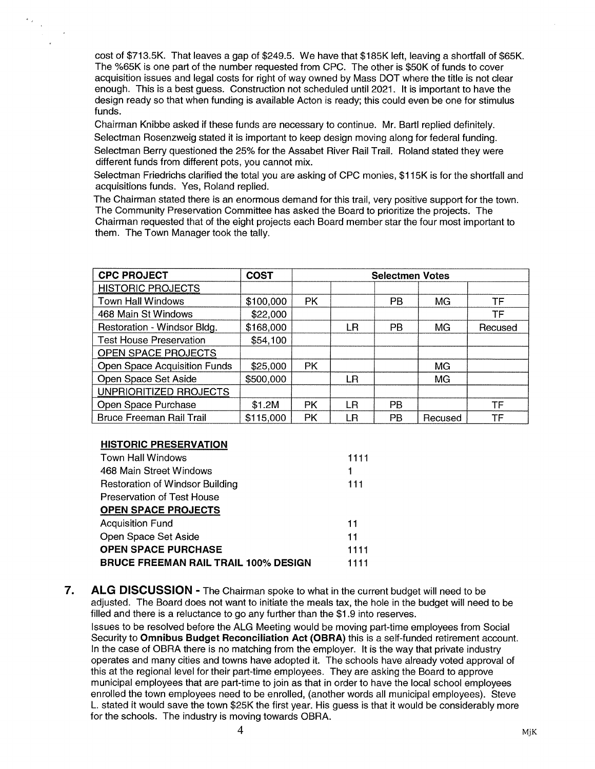cost of $713.5K. That leaves a gap of $249.5. We have that $185K left, leaving a shortfall of $65K. The %65K is one part of the number requested from CPC. The other is $50K of funds to cover acquisition issues and legal costs for right of way owned by Mass DOT where the title is not clear enough. This is a best guess. Construction not scheduled until 2021. It is important to have the design ready so that when funding is available Acton is ready; this could even be one for stimulus funds.

Chairman Knibbe asked if these funds are necessary to continue. Mr. Bartl replied definitely.

Selectman Rosenzweig stated it is important to keep design moving along for federal funding.

Selectman Berry questioned the 25% for the Assabet River Rail Trail. Roland stated they were different funds from different pots, you cannot mix.

Selectman Friedrichs clarified the total you are asking of CPC monies, $115K is for the shortfall and acquisitions funds. Yes, Roland replied.

The Chairman stated there is an enormous demand for this trail, very positive support for the town. The Community Preservation Committee has asked the Board to prioritize the projects. The Chairman requested that of the eight projects each Board member star the four most important to them. The Town Manager took the tally.

| CPC PROJECT | COST | Selectmen Votes | | | | |
|---|---|---|---|---|---|---|
| HISTORIC PROJECTS | | | | | | |
| Town Hall Windows | $100,000 | PK | | PB | MG | TF |
| 468 Main St Windows | $22,000 | | | | | TF |
| Restoration - Windsor Bldg. | $168,000 | | LR | PB | MG | Recused |
| Test House Preservation | $54,100 | | | | | |
| OPEN SPACE PROJECTS | | | | | | |
| Open Space Acquisition Funds | $25,000 | PK | | | MG | |
| Open Space Set Aside | $500,000 | | LR | | MG | |
| UNPRIORITIZED RROJECTS | | | | | | |
| Open Space Purchase | $1.2M | PK | LR | PB | | TF |
| Bruce Freeman Rail Trail | $115,000 | PK | LR | PB | Recused | TF |

| **HISTORIC PRESERVATION** | |
|---|---|
| Town Hall Windows | 1111 |
| 468 Main Street Windows | 1 |
| Restoration of Windsor Building | 111 |
| Preservation of Test House | |
| **OPEN SPACE PROJECTS** | |
| Acquisition Fund | 11 |
| Open Space Set Aside | 11 |
| **OPEN SPACE PURCHASE** | 1111 |
| **BRUCE FREEMAN RAIL TRAIL 100% DESIGN** | 1111 |

7. **ALG DISCUSSION** - The Chairman spoke to what in the current budget will need to be adjusted. The Board does not want to initiate the meals tax, the hole in the budget will need to be filled and there is a reluctance to go any further than the $1.9 into reserves.

Issues to be resolved before the ALG Meeting would be moving part-time employees from Social Security to **Omnibus Budget Reconciliation Act (OBRA)** this is a self-funded retirement account. In the case of OBRA there is no matching from the employer. It is the way that private industry operates and many cities and towns have adopted it. The schools have already voted approval of this at the regional level for their part-time employees. They are asking the Board to approve municipal employees that are part-time to join as that in order to have the local school employees enrolled the town employees need to be enrolled, (another words all municipal employees). Steve L. stated it would save the town $25K the first year. His guess is that it would be considerably more for the schools. The industry is moving towards OBRA.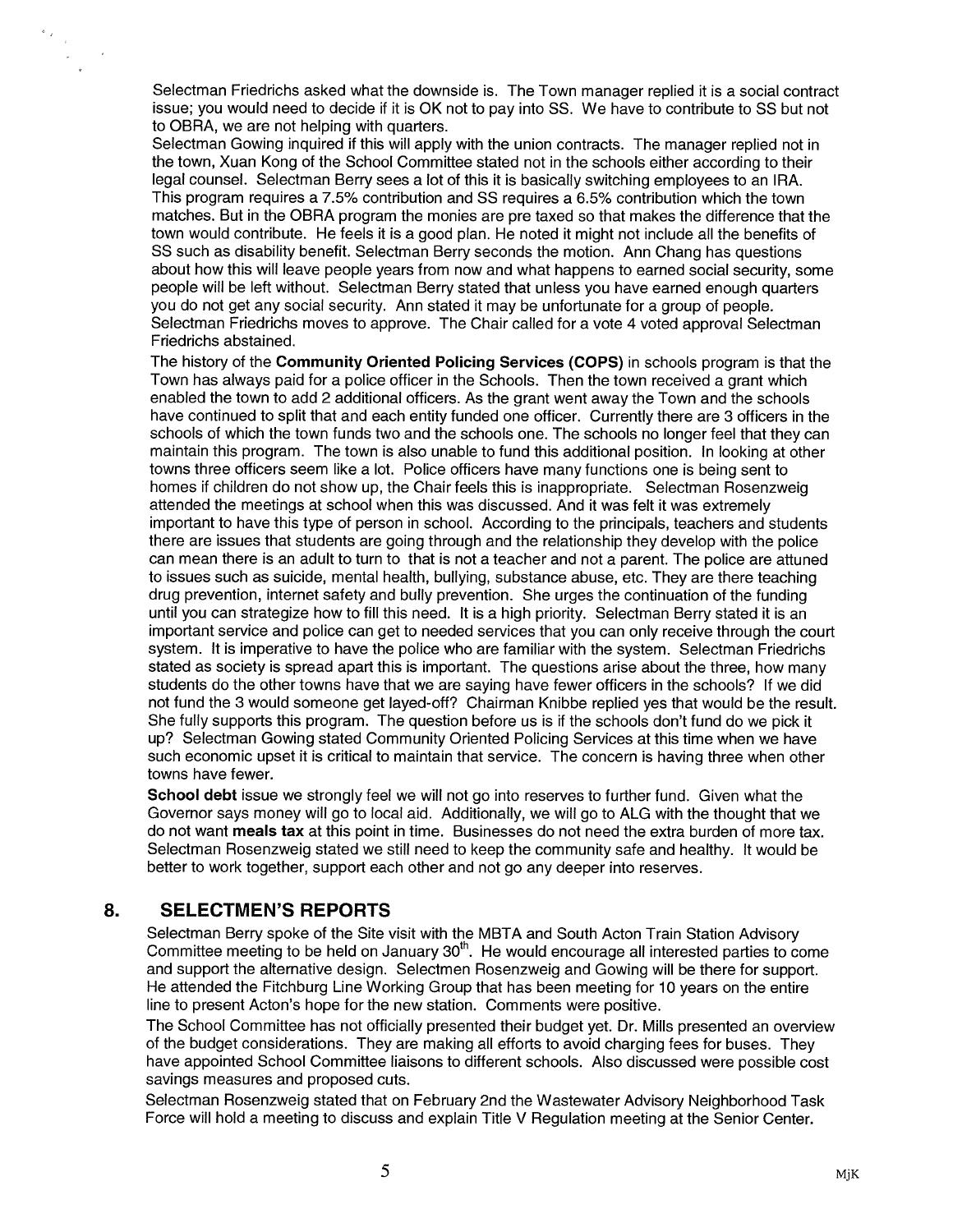Selectman Friedrichs asked what the downside is. The Town manager replied it is a social contract issue; you would need to decide if it is OK not to pay into SS. We have to contribute to SS but not to OBRA, we are not helping with quarters.

Selectman Gowing inquired if this will apply with the union contracts. The manager replied not in the town, Xuan Kong of the School Committee stated not in the schools either according to their legal counsel. Selectman Berry sees a lot of this it is basically switching employees to an IRA. This program requires a 7.5% contribution and SS requires a 6.5% contribution which the town matches. But in the OBRA program the monies are pre taxed so that makes the difference that the town would contribute. He feels it is a good plan. He noted it might not include all the benefits of SS such as disability benefit. Selectman Berry seconds the motion. Ann Chang has questions about how this will leave people years from now and what happens to earned social security, some people will be left without. Selectman Berry stated that unless you have earned enough quarters you do not get any social security. Ann stated it may be unfortunate for a group of people. Selectman Friedrichs moves to approve. The Chair called for a vote 4 voted approval Selectman Friedrichs abstained.

The history of the **Community Oriented Policing Services (COPS)** in schools program is that the Town has always paid for a police officer in the Schools. Then the town received a grant which enabled the town to add 2 additional officers. As the grant went away the Town and the schools have continued to split that and each entity funded one officer. Currently there are 3 officers in the schools of which the town funds two and the schools one. The schools no longer feel that they can maintain this program. The town is also unable to fund this additional position. In looking at other towns three officers seem like a lot. Police officers have many functions one is being sent to homes if children do not show up, the Chair feels this is inappropriate. Selectman Rosenzweig attended the meetings at school when this was discussed. And it was felt it was extremely important to have this type of person in school. According to the principals, teachers and students there are issues that students are going through and the relationship they develop with the police can mean there is an adult to turn to that is not a teacher and not a parent. The police are attuned to issues such as suicide, mental health, bullying, substance abuse, etc. They are there teaching drug prevention, internet safety and bully prevention. She urges the continuation of the funding until you can strategize how to fill this need. It is a high priority. Selectman Berry stated it is an important service and police can get to needed services that you can only receive through the court system. It is imperative to have the police who are familiar with the system. Selectman Friedrichs stated as society is spread apart this is important. The questions arise about the three, how many students do the other towns have that we are saying have fewer officers in the schools? If we did not fund the 3 would someone get layed-off? Chairman Knibbe replied yes that would be the result. She fully supports this program. The question before us is if the schools don't fund do we pick it up? Selectman Gowing stated Community Oriented Policing Services at this time when we have such economic upset it is critical to maintain that service. The concern is having three when other towns have fewer.

**School debt** issue we strongly feel we will not go into reserves to further fund. Given what the Governor says money will go to local aid. Additionally, we will go to ALG with the thought that we do not want **meals tax** at this point in time. Businesses do not need the extra burden of more tax. Selectman Rosenzweig stated we still need to keep the community safe and healthy. It would be better to work together, support each other and not go any deeper into reserves.

## 8. SELECTMEN'S REPORTS

Selectman Berry spoke of the Site visit with the MBTA and South Acton Train Station Advisory Committee meeting to be held on January 30th. He would encourage all interested parties to come and support the alternative design. Selectmen Rosenzweig and Gowing will be there for support. He attended the Fitchburg Line Working Group that has been meeting for 10 years on the entire line to present Acton's hope for the new station. Comments were positive.

The School Committee has not officially presented their budget yet. Dr. Mills presented an overview of the budget considerations. They are making all efforts to avoid charging fees for buses. They have appointed School Committee liaisons to different schools. Also discussed were possible cost savings measures and proposed cuts.

Selectman Rosenzweig stated that on February 2nd the Wastewater Advisory Neighborhood Task Force will hold a meeting to discuss and explain Title V Regulation meeting at the Senior Center.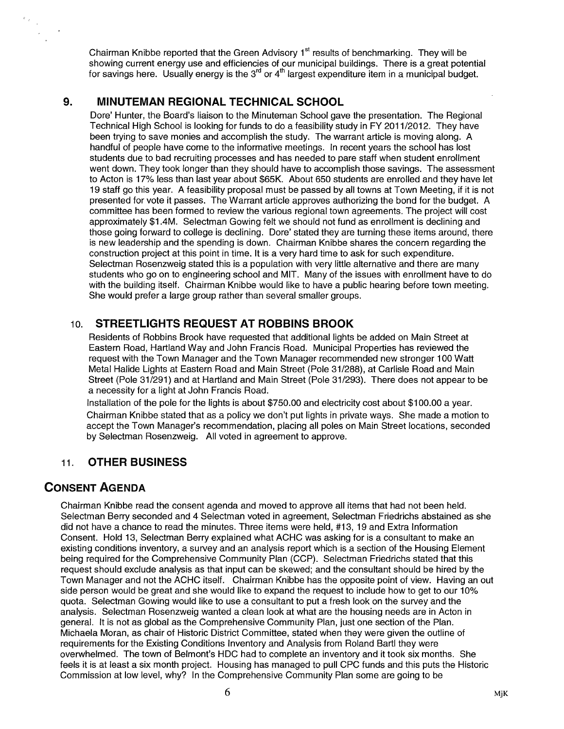Chairman Knibbe reported that the Green Advisory 1st results of benchmarking. They will be showing current energy use and efficiencies of our municipal buildings. There is a great potential for savings here. Usually energy is the 3rd or 4th largest expenditure item in a municipal budget.

## 9. MINUTEMAN REGIONAL TECHNICAL SCHOOL

Dore' Hunter, the Board's liaison to the Minuteman School gave the presentation. The Regional Technical High School is looking for funds to do a feasibility study in FY 2011/2012. They have been trying to save monies and accomplish the study. The warrant article is moving along. A handful of people have come to the informative meetings. In recent years the school has lost students due to bad recruiting processes and has needed to pare staff when student enrollment went down. They took longer than they should have to accomplish those savings. The assessment to Acton is 17% less than last year about $65K. About 650 students are enrolled and they have let 19 staff go this year. A feasibility proposal must be passed by all towns at Town Meeting, if it is not presented for vote it passes. The Warrant article approves authorizing the bond for the budget. A committee has been formed to review the various regional town agreements. The project will cost approximately $1.4M. Selectman Gowing felt we should not fund as enrollment is declining and those going forward to college is declining. Dore' stated they are turning these items around, there is new leadership and the spending is down. Chairman Knibbe shares the concern regarding the construction project at this point in time. It is a very hard time to ask for such expenditure. Selectman Rosenzweig stated this is a population with very little alternative and there are many students who go on to engineering school and MIT. Many of the issues with enrollment have to do with the building itself. Chairman Knibbe would like to have a public hearing before town meeting. She would prefer a large group rather than several smaller groups.

## 10. STREETLIGHTS REQUEST AT ROBBINS BROOK

Residents of Robbins Brook have requested that additional lights be added on Main Street at Eastern Road, Hartland Way and John Francis Road. Municipal Properties has reviewed the request with the Town Manager and the Town Manager recommended new stronger 100 Watt Metal Halide Lights at Eastern Road and Main Street (Pole 31/288), at Carlisle Road and Main Street (Pole 31/291) and at Hartland and Main Street (Pole 31/293). There does not appear to be a necessity for a light at John Francis Road.

Installation of the pole for the lights is about $750.00 and electricity cost about $100.00 a year. Chairman Knibbe stated that as a policy we don't put lights in private ways. She made a motion to accept the Town Manager's recommendation, placing all poles on Main Street locations, seconded by Selectman Rosenzweig. All voted in agreement to approve.

## 11. OTHER BUSINESS

# CONSENT AGENDA

Chairman Knibbe read the consent agenda and moved to approve all items that had not been held. Selectman Berry seconded and 4 Selectman voted in agreement, Selectman Friedrichs abstained as she did not have a chance to read the minutes. Three items were held, #13, 19 and Extra Information Consent. Hold 13, Selectman Berry explained what ACHC was asking for is a consultant to make an existing conditions inventory, a survey and an analysis report which is a section of the Housing Element being required for the Comprehensive Community Plan (CCP). Selectman Friedrichs stated that this request should exclude analysis as that input can be skewed; and the consultant should be hired by the Town Manager and not the ACHC itself. Chairman Knibbe has the opposite point of view. Having an out side person would be great and she would like to expand the request to include how to get to our 10% quota. Selectman Gowing would like to use a consultant to put a fresh look on the survey and the analysis. Selectman Rosenzweig wanted a clean look at what are the housing needs are in Acton in general. It is not as global as the Comprehensive Community Plan, just one section of the Plan. Michaela Moran, as chair of Historic District Committee, stated when they were given the outline of requirements for the Existing Conditions Inventory and Analysis from Roland Bartl they were overwhelmed. The town of Belmont's HDC had to complete an inventory and it took six months. She feels it is at least a six month project. Housing has managed to pull CPC funds and this puts the Historic Commission at low level, why? In the Comprehensive Community Plan some are going to be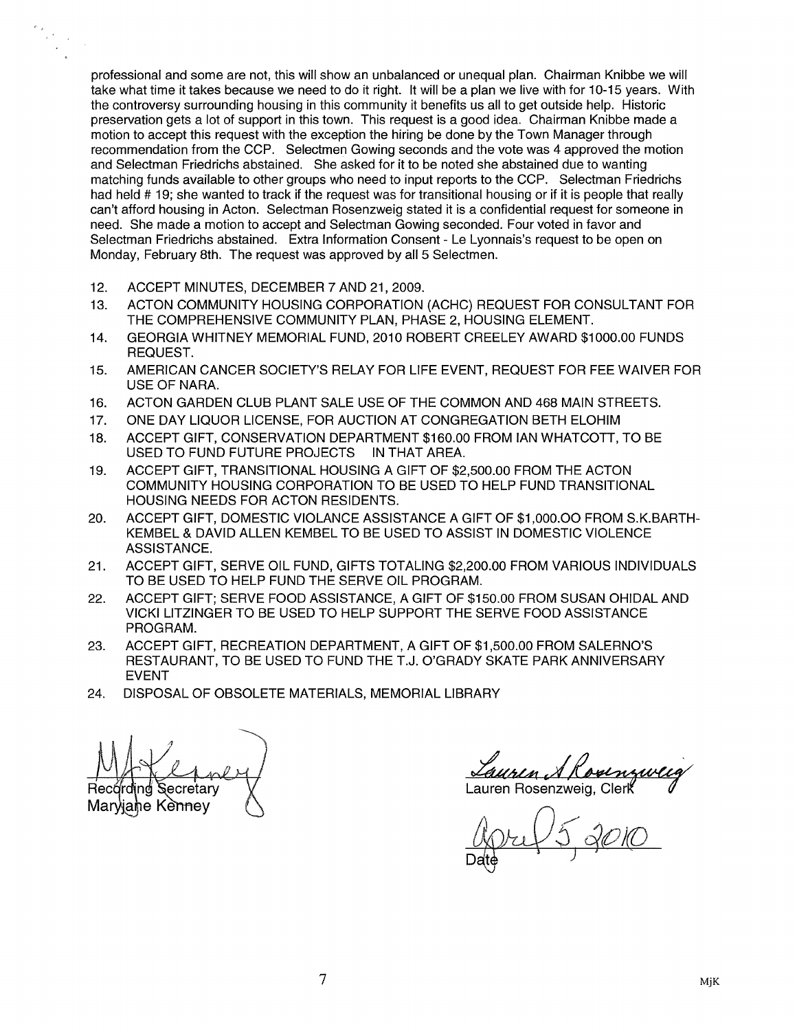professional and some are not, this will show an unbalanced or unequal plan. Chairman Knibbe we will take what time it takes because we need to do it right. It will be a plan we live with for 10-15 years. With the controversy surrounding housing in this community it benefits us all to get outside help. Historic preservation gets a lot of support in this town. This request is a good idea. Chairman Knibbe made a motion to accept this request with the exception the hiring be done by the Town Manager through recommendation from the CCP. Selectmen Gowing seconds and the vote was 4 approved the motion and Selectman Friedrichs abstained. She asked for it to be noted she abstained due to wanting matching funds available to other groups who need to input reports to the CCP. Selectman Friedrichs had held # 19; she wanted to track if the request was for transitional housing or if it is people that really can't afford housing in Acton. Selectman Rosenzweig stated it is a confidential request for someone in need. She made a motion to accept and Selectman Gowing seconded. Four voted in favor and Selectman Friedrichs abstained. Extra Information Consent - Le Lyonnais's request to be open on Monday, February 8th. The request was approved by all 5 Selectmen.

12. ACCEPT MINUTES, DECEMBER 7 AND 21, 2009.
13. ACTON COMMUNITY HOUSING CORPORATION (ACHC) REQUEST FOR CONSULTANT FOR THE COMPREHENSIVE COMMUNITY PLAN, PHASE 2, HOUSING ELEMENT.
14. GEORGIA WHITNEY MEMORIAL FUND, 2010 ROBERT CREELEY AWARD $1000.00 FUNDS REQUEST.
15. AMERICAN CANCER SOCIETY'S RELAY FOR LIFE EVENT, REQUEST FOR FEE WAIVER FOR USE OF NARA.
16. ACTON GARDEN CLUB PLANT SALE USE OF THE COMMON AND 468 MAIN STREETS.
17. ONE DAY LIQUOR LICENSE, FOR AUCTION AT CONGREGATION BETH ELOHIM
18. ACCEPT GIFT, CONSERVATION DEPARTMENT $160.00 FROM IAN WHATCOTT, TO BE USED TO FUND FUTURE PROJECTS IN THAT AREA.
19. ACCEPT GIFT, TRANSITIONAL HOUSING A GIFT OF $2,500.00 FROM THE ACTON COMMUNITY HOUSING CORPORATION TO BE USED TO HELP FUND TRANSITIONAL HOUSING NEEDS FOR ACTON RESIDENTS.
20. ACCEPT GIFT, DOMESTIC VIOLANCE ASSISTANCE A GIFT OF $1,000.OO FROM S.K.BARTH-KEMBEL & DAVID ALLEN KEMBEL TO BE USED TO ASSIST IN DOMESTIC VIOLENCE ASSISTANCE.
21. ACCEPT GIFT, SERVE OIL FUND, GIFTS TOTALING $2,200.00 FROM VARIOUS INDIVIDUALS TO BE USED TO HELP FUND THE SERVE OIL PROGRAM.
22. ACCEPT GIFT; SERVE FOOD ASSISTANCE, A GIFT OF $150.00 FROM SUSAN OHIDAL AND VICKI LITZINGER TO BE USED TO HELP SUPPORT THE SERVE FOOD ASSISTANCE PROGRAM.
23. ACCEPT GIFT, RECREATION DEPARTMENT, A GIFT OF $1,500.00 FROM SALERNO'S RESTAURANT, TO BE USED TO FUND THE T.J. O'GRADY SKATE PARK ANNIVERSARY EVENT
24. DISPOSAL OF OBSOLETE MATERIALS, MEMORIAL LIBRARY

Recording Secretary
Maryjane Kenney

Lauren Rosenzweig, Clerk

April 5, 2010
Date